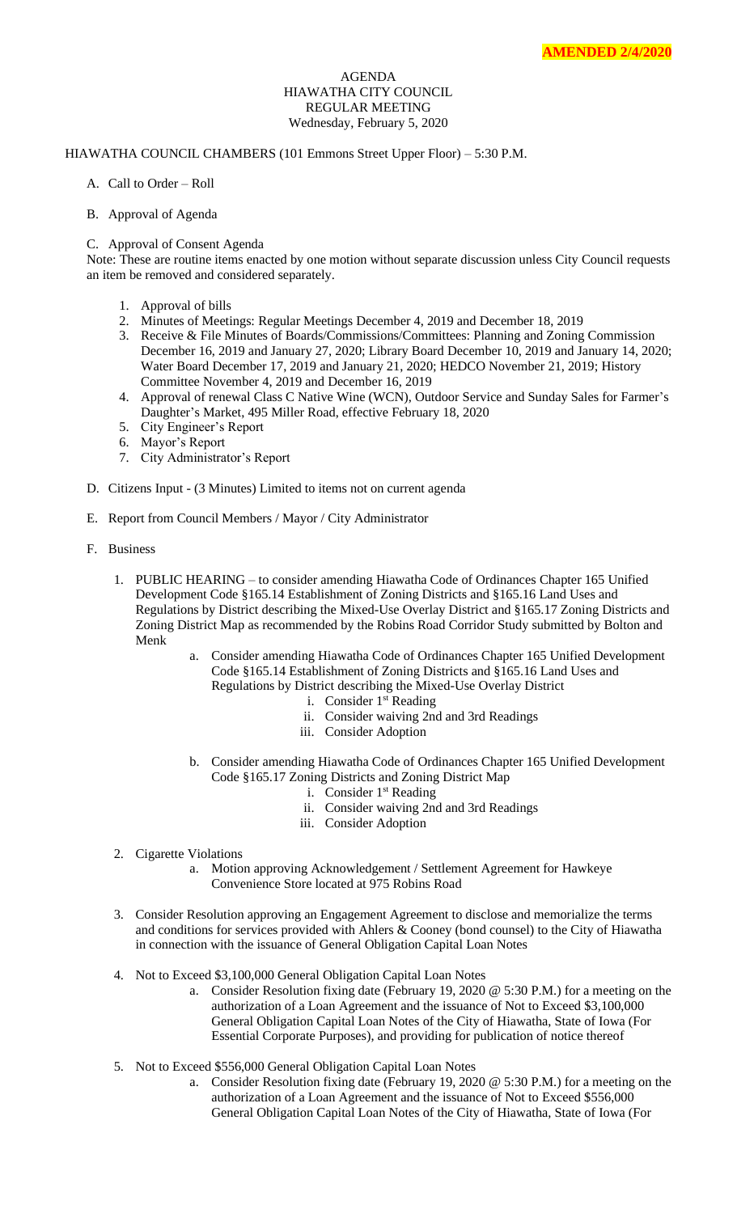**AMENDED 2/4/2020**

AGENDA
HIAWATHA CITY COUNCIL
REGULAR MEETING
Wednesday, February 5, 2020

HIAWATHA COUNCIL CHAMBERS (101 Emmons Street Upper Floor) – 5:30 P.M.

A. Call to Order – Roll

B. Approval of Agenda

C. Approval of Consent Agenda

Note: These are routine items enacted by one motion without separate discussion unless City Council requests an item be removed and considered separately.

1. Approval of bills
2. Minutes of Meetings: Regular Meetings December 4, 2019 and December 18, 2019
3. Receive & File Minutes of Boards/Commissions/Committees: Planning and Zoning Commission December 16, 2019 and January 27, 2020; Library Board December 10, 2019 and January 14, 2020; Water Board December 17, 2019 and January 21, 2020; HEDCO November 21, 2019; History Committee November 4, 2019 and December 16, 2019
4. Approval of renewal Class C Native Wine (WCN), Outdoor Service and Sunday Sales for Farmer's Daughter's Market, 495 Miller Road, effective February 18, 2020
5. City Engineer's Report
6. Mayor's Report
7. City Administrator's Report

D. Citizens Input - (3 Minutes) Limited to items not on current agenda

E. Report from Council Members / Mayor / City Administrator

F. Business

1. PUBLIC HEARING – to consider amending Hiawatha Code of Ordinances Chapter 165 Unified Development Code §165.14 Establishment of Zoning Districts and §165.16 Land Uses and Regulations by District describing the Mixed-Use Overlay District and §165.17 Zoning Districts and Zoning District Map as recommended by the Robins Road Corridor Study submitted by Bolton and Menk
   a. Consider amending Hiawatha Code of Ordinances Chapter 165 Unified Development Code §165.14 Establishment of Zoning Districts and §165.16 Land Uses and Regulations by District describing the Mixed-Use Overlay District
      i. Consider 1st Reading
      ii. Consider waiving 2nd and 3rd Readings
      iii. Consider Adoption
   b. Consider amending Hiawatha Code of Ordinances Chapter 165 Unified Development Code §165.17 Zoning Districts and Zoning District Map
      i. Consider 1st Reading
      ii. Consider waiving 2nd and 3rd Readings
      iii. Consider Adoption

2. Cigarette Violations
   a. Motion approving Acknowledgement / Settlement Agreement for Hawkeye Convenience Store located at 975 Robins Road

3. Consider Resolution approving an Engagement Agreement to disclose and memorialize the terms and conditions for services provided with Ahlers & Cooney (bond counsel) to the City of Hiawatha in connection with the issuance of General Obligation Capital Loan Notes

4. Not to Exceed $3,100,000 General Obligation Capital Loan Notes
   a. Consider Resolution fixing date (February 19, 2020 @ 5:30 P.M.) for a meeting on the authorization of a Loan Agreement and the issuance of Not to Exceed $3,100,000 General Obligation Capital Loan Notes of the City of Hiawatha, State of Iowa (For Essential Corporate Purposes), and providing for publication of notice thereof

5. Not to Exceed $556,000 General Obligation Capital Loan Notes
   a. Consider Resolution fixing date (February 19, 2020 @ 5:30 P.M.) for a meeting on the authorization of a Loan Agreement and the issuance of Not to Exceed $556,000 General Obligation Capital Loan Notes of the City of Hiawatha, State of Iowa (For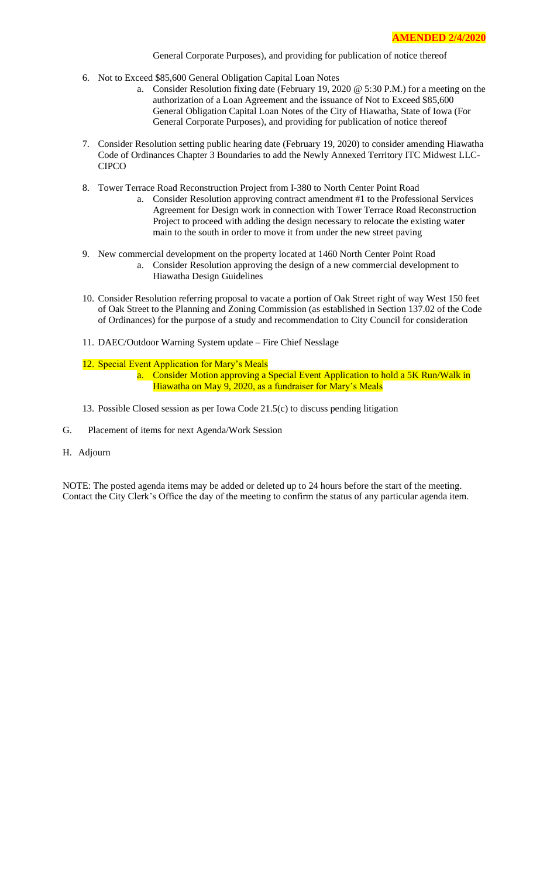**AMENDED 2/4/2020**

General Corporate Purposes), and providing for publication of notice thereof

6. Not to Exceed $85,600 General Obligation Capital Loan Notes
    a. Consider Resolution fixing date (February 19, 2020 @ 5:30 P.M.) for a meeting on the authorization of a Loan Agreement and the issuance of Not to Exceed $85,600 General Obligation Capital Loan Notes of the City of Hiawatha, State of Iowa (For General Corporate Purposes), and providing for publication of notice thereof

7. Consider Resolution setting public hearing date (February 19, 2020) to consider amending Hiawatha Code of Ordinances Chapter 3 Boundaries to add the Newly Annexed Territory ITC Midwest LLC-CIPCO

8. Tower Terrace Road Reconstruction Project from I-380 to North Center Point Road
    a. Consider Resolution approving contract amendment #1 to the Professional Services Agreement for Design work in connection with Tower Terrace Road Reconstruction Project to proceed with adding the design necessary to relocate the existing water main to the south in order to move it from under the new street paving

9. New commercial development on the property located at 1460 North Center Point Road
    a. Consider Resolution approving the design of a new commercial development to Hiawatha Design Guidelines

10. Consider Resolution referring proposal to vacate a portion of Oak Street right of way West 150 feet of Oak Street to the Planning and Zoning Commission (as established in Section 137.02 of the Code of Ordinances) for the purpose of a study and recommendation to City Council for consideration

11. DAEC/Outdoor Warning System update – Fire Chief Nesslage

12. Special Event Application for Mary's Meals
    a. Consider Motion approving a Special Event Application to hold a 5K Run/Walk in Hiawatha on May 9, 2020, as a fundraiser for Mary's Meals

13. Possible Closed session as per Iowa Code 21.5(c) to discuss pending litigation

G. Placement of items for next Agenda/Work Session

H. Adjourn

NOTE: The posted agenda items may be added or deleted up to 24 hours before the start of the meeting. Contact the City Clerk's Office the day of the meeting to confirm the status of any particular agenda item.